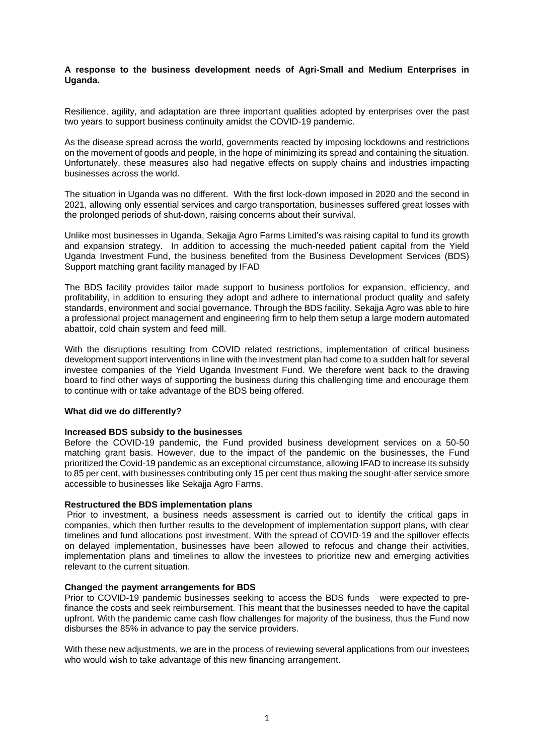**A response to the business development needs of Agri-Small and Medium Enterprises in Uganda.**

Resilience, agility, and adaptation are three important qualities adopted by enterprises over the past two years to support business continuity amidst the COVID-19 pandemic.

As the disease spread across the world, governments reacted by imposing lockdowns and restrictions on the movement of goods and people, in the hope of minimizing its spread and containing the situation. Unfortunately, these measures also had negative effects on supply chains and industries impacting businesses across the world.

The situation in Uganda was no different. With the first lock-down imposed in 2020 and the second in 2021, allowing only essential services and cargo transportation, businesses suffered great losses with the prolonged periods of shut-down, raising concerns about their survival.

Unlike most businesses in Uganda, Sekajja Agro Farms Limited's was raising capital to fund its growth and expansion strategy. In addition to accessing the much-needed patient capital from the Yield Uganda Investment Fund, the business benefited from the Business Development Services (BDS) Support matching grant facility managed by IFAD

The BDS facility provides tailor made support to business portfolios for expansion, efficiency, and profitability, in addition to ensuring they adopt and adhere to international product quality and safety standards, environment and social governance. Through the BDS facility, Sekajja Agro was able to hire a professional project management and engineering firm to help them setup a large modern automated abattoir, cold chain system and feed mill.

With the disruptions resulting from COVID related restrictions, implementation of critical business development support interventions in line with the investment plan had come to a sudden halt for several investee companies of the Yield Uganda Investment Fund. We therefore went back to the drawing board to find other ways of supporting the business during this challenging time and encourage them to continue with or take advantage of the BDS being offered.

**What did we do differently?**

**Increased BDS subsidy to the businesses**

Before the COVID-19 pandemic, the Fund provided business development services on a 50-50 matching grant basis. However, due to the impact of the pandemic on the businesses, the Fund prioritized the Covid-19 pandemic as an exceptional circumstance, allowing IFAD to increase its subsidy to 85 per cent, with businesses contributing only 15 per cent thus making the sought-after service smore accessible to businesses like Sekajja Agro Farms.

**Restructured the BDS implementation plans**

Prior to investment, a business needs assessment is carried out to identify the critical gaps in companies, which then further results to the development of implementation support plans, with clear timelines and fund allocations post investment. With the spread of COVID-19 and the spillover effects on delayed implementation, businesses have been allowed to refocus and change their activities, implementation plans and timelines to allow the investees to prioritize new and emerging activities relevant to the current situation.

**Changed the payment arrangements for BDS**

Prior to COVID-19 pandemic businesses seeking to access the BDS funds were expected to pre-finance the costs and seek reimbursement. This meant that the businesses needed to have the capital upfront. With the pandemic came cash flow challenges for majority of the business, thus the Fund now disburses the 85% in advance to pay the service providers.

With these new adjustments, we are in the process of reviewing several applications from our investees who would wish to take advantage of this new financing arrangement.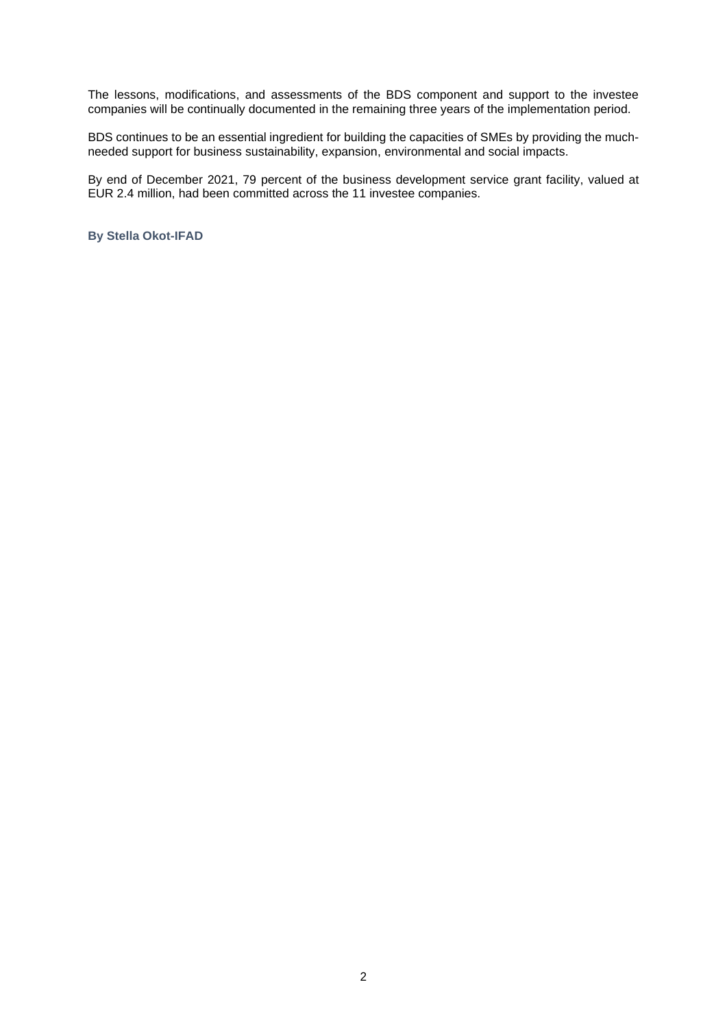The lessons, modifications, and assessments of the BDS component and support to the investee companies will be continually documented in the remaining three years of the implementation period.

BDS continues to be an essential ingredient for building the capacities of SMEs by providing the much-needed support for business sustainability, expansion, environmental and social impacts.

By end of December 2021, 79 percent of the business development service grant facility, valued at EUR 2.4 million, had been committed across the 11 investee companies.

**By Stella Okot-IFAD**